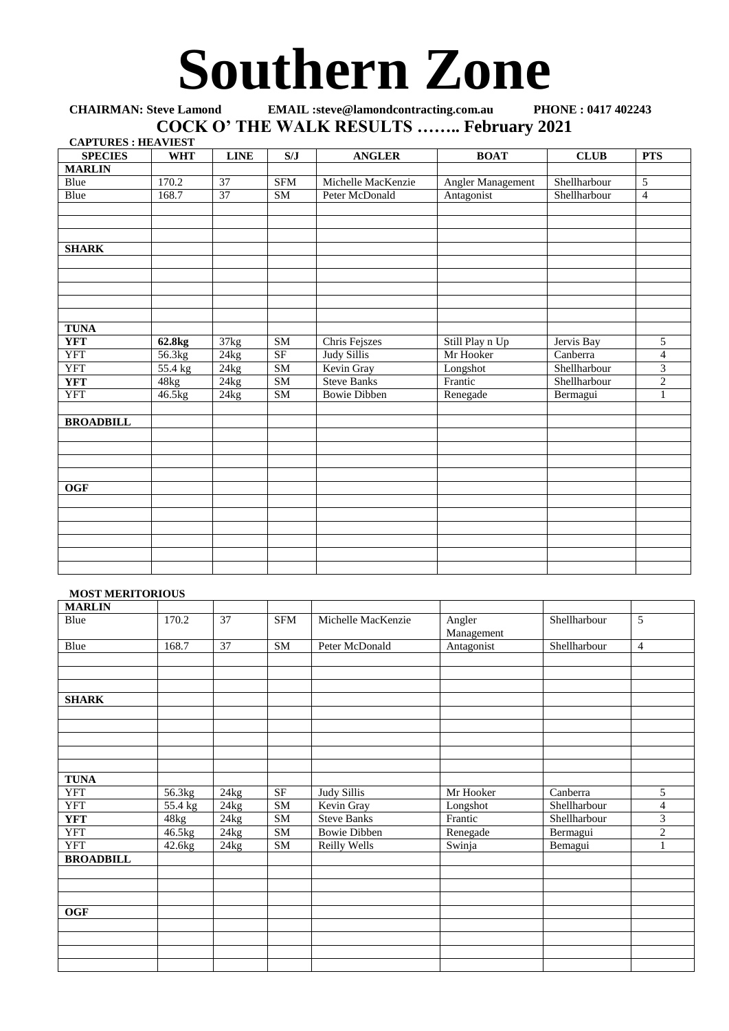# Southern Zone

**CHAIRMAN: Steve Lamond EMAIL :steve@lamondcontracting.com.au PHONE : 0417 402243**

## COCK O' THE WALK RESULTS …….. February 2021

**CAPTURES : HEAVIEST**

| SPECIES | WHT | LINE | S/J | ANGLER | BOAT | CLUB | PTS |
|---|---|---|---|---|---|---|---|
| **MARLIN** | | | | | | | |
| Blue | 170.2 | 37 | SFM | Michelle MacKenzie | Angler Management | Shellharbour | 5 |
| Blue | 168.7 | 37 | SM | Peter McDonald | Antagonist | Shellharbour | 4 |
| | | | | | | | |
| | | | | | | | |
| | | | | | | | |
| **SHARK** | | | | | | | |
| | | | | | | | |
| | | | | | | | |
| | | | | | | | |
| | | | | | | | |
| | | | | | | | |
| **TUNA** | | | | | | | |
| **YFT** | **62.8kg** | 37kg | SM | Chris Fejszes | Still Play n Up | Jervis Bay | 5 |
| YFT | 56.3kg | 24kg | SF | Judy Sillis | Mr Hooker | Canberra | 4 |
| YFT | 55.4 kg | 24kg | SM | Kevin Gray | Longshot | Shellharbour | 3 |
| **YFT** | 48kg | 24kg | SM | Steve Banks | Frantic | Shellharbour | 2 |
| YFT | 46.5kg | 24kg | SM | Bowie Dibben | Renegade | Bermagui | 1 |
| | | | | | | | |
| **BROADBILL** | | | | | | | |
| | | | | | | | |
| | | | | | | | |
| | | | | | | | |
| **OGF** | | | | | | | |
| | | | | | | | |
| | | | | | | | |
| | | | | | | | |
| | | | | | | | |
| | | | | | | | |

**MOST MERITORIOUS**

| | | | | | | | |
|---|---|---|---|---|---|---|---|
| **MARLIN** | | | | | | | |
| Blue | 170.2 | 37 | SFM | Michelle MacKenzie | Angler Management | Shellharbour | 5 |
| Blue | 168.7 | 37 | SM | Peter McDonald | Antagonist | Shellharbour | 4 |
| | | | | | | | |
| | | | | | | | |
| | | | | | | | |
| **SHARK** | | | | | | | |
| | | | | | | | |
| | | | | | | | |
| | | | | | | | |
| | | | | | | | |
| | | | | | | | |
| **TUNA** | | | | | | | |
| YFT | 56.3kg | 24kg | SF | Judy Sillis | Mr Hooker | Canberra | 5 |
| YFT | 55.4 kg | 24kg | SM | Kevin Gray | Longshot | Shellharbour | 4 |
| **YFT** | 48kg | 24kg | SM | Steve Banks | Frantic | Shellharbour | 3 |
| YFT | 46.5kg | 24kg | SM | Bowie Dibben | Renegade | Bermagui | 2 |
| YFT | 42.6kg | 24kg | SM | Reilly Wells | Swinja | Bemagui | 1 |
| **BROADBILL** | | | | | | | |
| | | | | | | | |
| | | | | | | | |
| | | | | | | | |
| **OGF** | | | | | | | |
| | | | | | | | |
| | | | | | | | |
| | | | | | | | |
| | | | | | | | |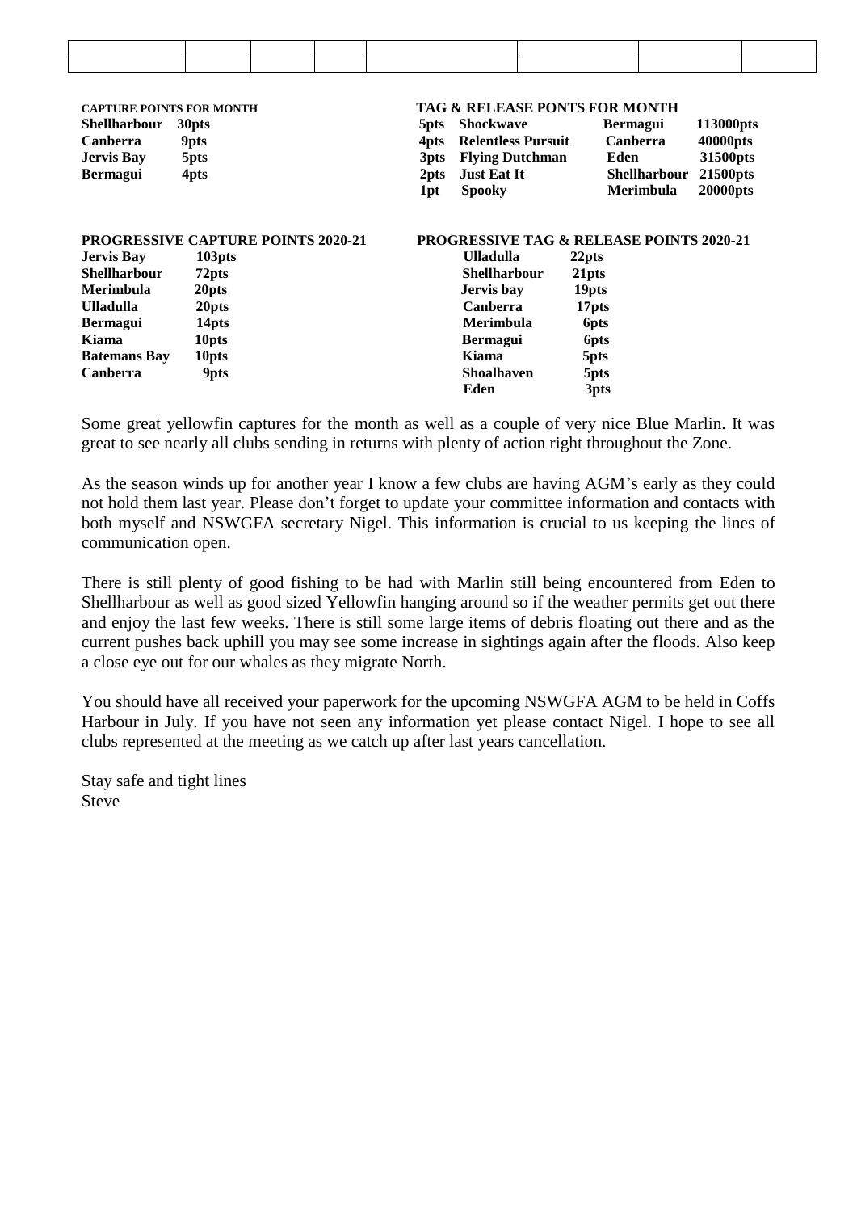| | | | | | | | |
|---|---|---|---|---|---|---|---|
| | | | | | | | |
| | | | | | | | |

**CAPTURE POINTS FOR MONTH**

| | |
|---|---|
| **Shellharbour** | **30pts** |
| **Canberra** | **9pts** |
| **Jervis Bay** | **5pts** |
| **Bermagui** | **4pts** |

**TAG & RELEASE PONTS FOR MONTH**

| | | | |
|---|---|---|---|
| **5pts** | **Shockwave** | **Bermagui** | **113000pts** |
| **4pts** | **Relentless Pursuit** | **Canberra** | **40000pts** |
| **3pts** | **Flying Dutchman** | **Eden** | **31500pts** |
| **2pts** | **Just Eat It** | **Shellharbour** | **21500pts** |
| **1pt** | **Spooky** | **Merimbula** | **20000pts** |

**PROGRESSIVE CAPTURE POINTS 2020-21**

| | |
|---|---|
| **Jervis Bay** | **103pts** |
| **Shellharbour** | **72pts** |
| **Merimbula** | **20pts** |
| **Ulladulla** | **20pts** |
| **Bermagui** | **14pts** |
| **Kiama** | **10pts** |
| **Batemans Bay** | **10pts** |
| **Canberra** | **9pts** |

**PROGRESSIVE TAG & RELEASE POINTS 2020-21**

| | |
|---|---|
| **Ulladulla** | **22pts** |
| **Shellharbour** | **21pts** |
| **Jervis bay** | **19pts** |
| **Canberra** | **17pts** |
| **Merimbula** | **6pts** |
| **Bermagui** | **6pts** |
| **Kiama** | **5pts** |
| **Shoalhaven** | **5pts** |
| **Eden** | **3pts** |

Some great yellowfin captures for the month as well as a couple of very nice Blue Marlin. It was great to see nearly all clubs sending in returns with plenty of action right throughout the Zone.

As the season winds up for another year I know a few clubs are having AGM's early as they could not hold them last year. Please don't forget to update your committee information and contacts with both myself and NSWGFA secretary Nigel. This information is crucial to us keeping the lines of communication open.

There is still plenty of good fishing to be had with Marlin still being encountered from Eden to Shellharbour as well as good sized Yellowfin hanging around so if the weather permits get out there and enjoy the last few weeks. There is still some large items of debris floating out there and as the current pushes back uphill you may see some increase in sightings again after the floods. Also keep a close eye out for our whales as they migrate North.

You should have all received your paperwork for the upcoming NSWGFA AGM to be held in Coffs Harbour in July. If you have not seen any information yet please contact Nigel. I hope to see all clubs represented at the meeting as we catch up after last years cancellation.

Stay safe and tight lines
Steve